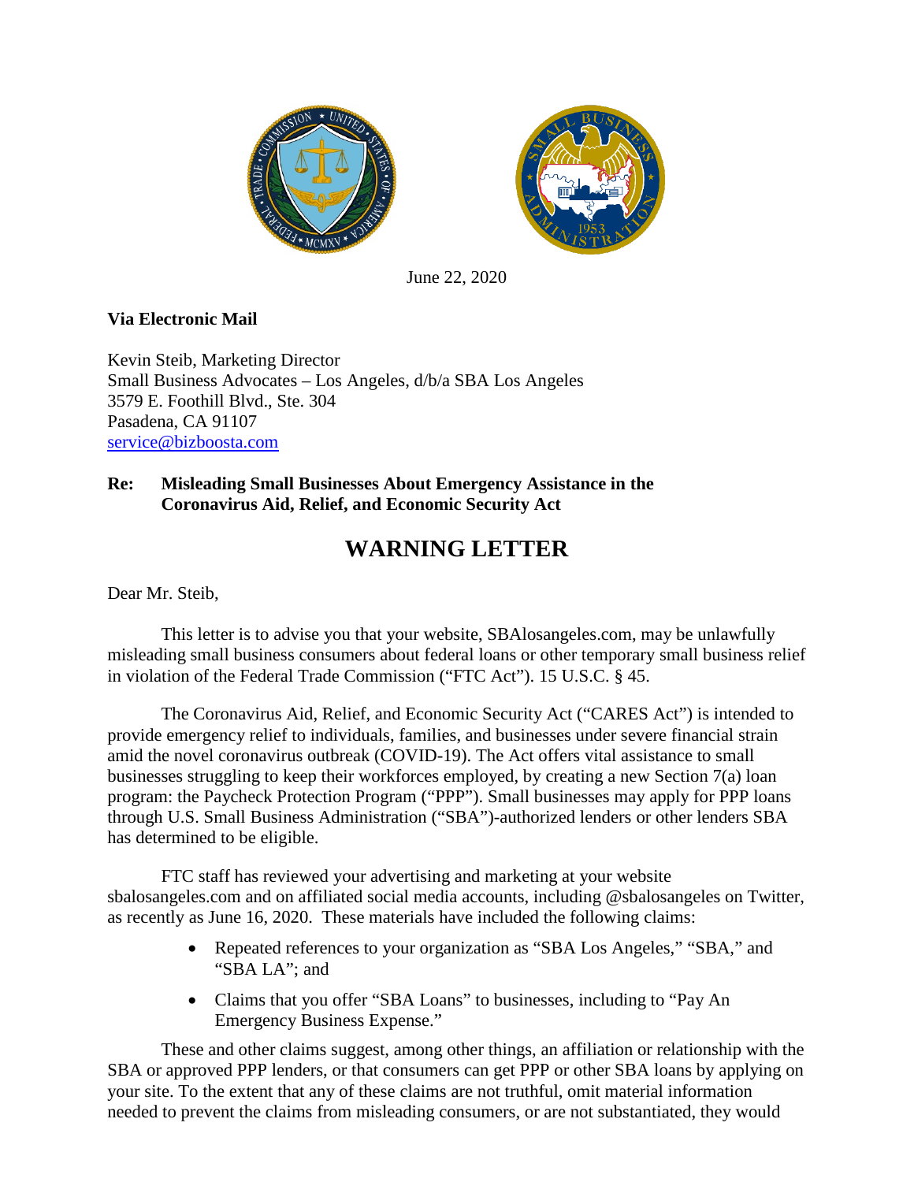June 22, 2020

**Via Electronic Mail**

Kevin Steib, Marketing Director
Small Business Advocates – Los Angeles, d/b/a SBA Los Angeles
3579 E. Foothill Blvd., Ste. 304
Pasadena, CA 91107
service@bizboosta.com

**Re: Misleading Small Businesses About Emergency Assistance in the Coronavirus Aid, Relief, and Economic Security Act**

# WARNING LETTER

Dear Mr. Steib,

This letter is to advise you that your website, SBAlosangeles.com, may be unlawfully misleading small business consumers about federal loans or other temporary small business relief in violation of the Federal Trade Commission ("FTC Act"). 15 U.S.C. § 45.

The Coronavirus Aid, Relief, and Economic Security Act ("CARES Act") is intended to provide emergency relief to individuals, families, and businesses under severe financial strain amid the novel coronavirus outbreak (COVID-19). The Act offers vital assistance to small businesses struggling to keep their workforces employed, by creating a new Section 7(a) loan program: the Paycheck Protection Program ("PPP"). Small businesses may apply for PPP loans through U.S. Small Business Administration ("SBA")-authorized lenders or other lenders SBA has determined to be eligible.

FTC staff has reviewed your advertising and marketing at your website sbalosangeles.com and on affiliated social media accounts, including @sbalosangeles on Twitter, as recently as June 16, 2020. These materials have included the following claims:

- Repeated references to your organization as "SBA Los Angeles," "SBA," and "SBA LA"; and
- Claims that you offer "SBA Loans" to businesses, including to "Pay An Emergency Business Expense."

These and other claims suggest, among other things, an affiliation or relationship with the SBA or approved PPP lenders, or that consumers can get PPP or other SBA loans by applying on your site. To the extent that any of these claims are not truthful, omit material information needed to prevent the claims from misleading consumers, or are not substantiated, they would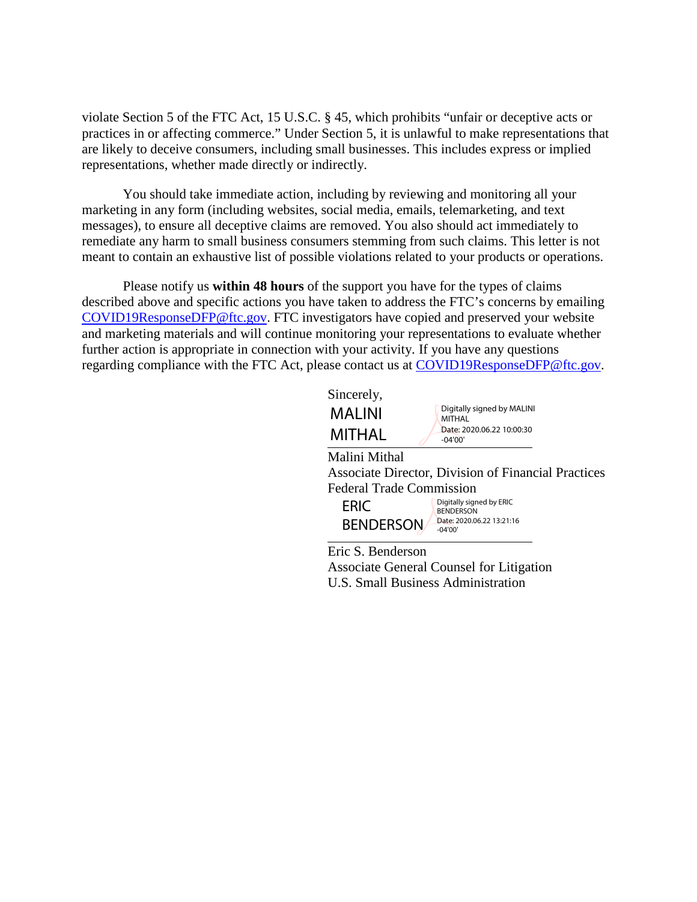violate Section 5 of the FTC Act, 15 U.S.C. § 45, which prohibits "unfair or deceptive acts or practices in or affecting commerce." Under Section 5, it is unlawful to make representations that are likely to deceive consumers, including small businesses. This includes express or implied representations, whether made directly or indirectly.

You should take immediate action, including by reviewing and monitoring all your marketing in any form (including websites, social media, emails, telemarketing, and text messages), to ensure all deceptive claims are removed. You also should act immediately to remediate any harm to small business consumers stemming from such claims. This letter is not meant to contain an exhaustive list of possible violations related to your products or operations.

Please notify us **within 48 hours** of the support you have for the types of claims described above and specific actions you have taken to address the FTC's concerns by emailing COVID19ResponseDFP@ftc.gov. FTC investigators have copied and preserved your website and marketing materials and will continue monitoring your representations to evaluate whether further action is appropriate in connection with your activity. If you have any questions regarding compliance with the FTC Act, please contact us at COVID19ResponseDFP@ftc.gov.

Sincerely,

MALINI MITHAL — Digitally signed by MALINI MITHAL Date: 2020.06.22 10:00:30 -04'00'

Malini Mithal
Associate Director, Division of Financial Practices
Federal Trade Commission

ERIC BENDERSON — Digitally signed by ERIC BENDERSON Date: 2020.06.22 13:21:16 -04'00'

Eric S. Benderson
Associate General Counsel for Litigation
U.S. Small Business Administration